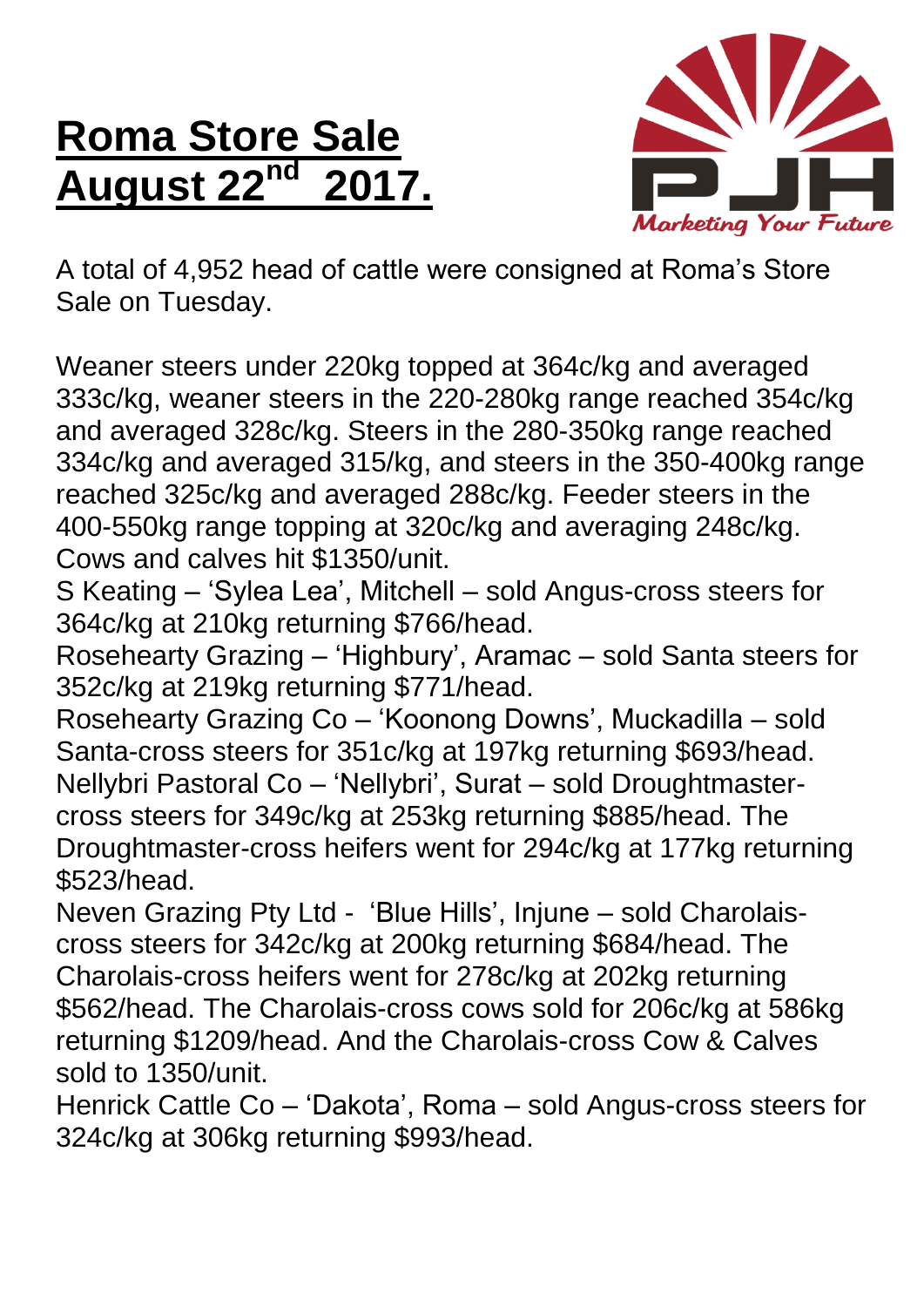# Roma Store Sale August 22nd 2017.

Marketing Your Future

A total of 4,952 head of cattle were consigned at Roma's Store Sale on Tuesday.

Weaner steers under 220kg topped at 364c/kg and averaged 333c/kg, weaner steers in the 220-280kg range reached 354c/kg and averaged 328c/kg. Steers in the 280-350kg range reached 334c/kg and averaged 315/kg, and steers in the 350-400kg range reached 325c/kg and averaged 288c/kg. Feeder steers in the 400-550kg range topping at 320c/kg and averaging 248c/kg. Cows and calves hit $1350/unit.

S Keating – 'Sylea Lea', Mitchell – sold Angus-cross steers for 364c/kg at 210kg returning $766/head.

Rosehearty Grazing – 'Highbury', Aramac – sold Santa steers for 352c/kg at 219kg returning $771/head.

Rosehearty Grazing Co – 'Koonong Downs', Muckadilla – sold Santa-cross steers for 351c/kg at 197kg returning $693/head.

Nellybri Pastoral Co – 'Nellybri', Surat – sold Droughtmaster-cross steers for 349c/kg at 253kg returning $885/head. The Droughtmaster-cross heifers went for 294c/kg at 177kg returning $523/head.

Neven Grazing Pty Ltd - 'Blue Hills', Injune – sold Charolais-cross steers for 342c/kg at 200kg returning $684/head. The Charolais-cross heifers went for 278c/kg at 202kg returning $562/head. The Charolais-cross cows sold for 206c/kg at 586kg returning $1209/head. And the Charolais-cross Cow & Calves sold to 1350/unit.

Henrick Cattle Co – 'Dakota', Roma – sold Angus-cross steers for 324c/kg at 306kg returning $993/head.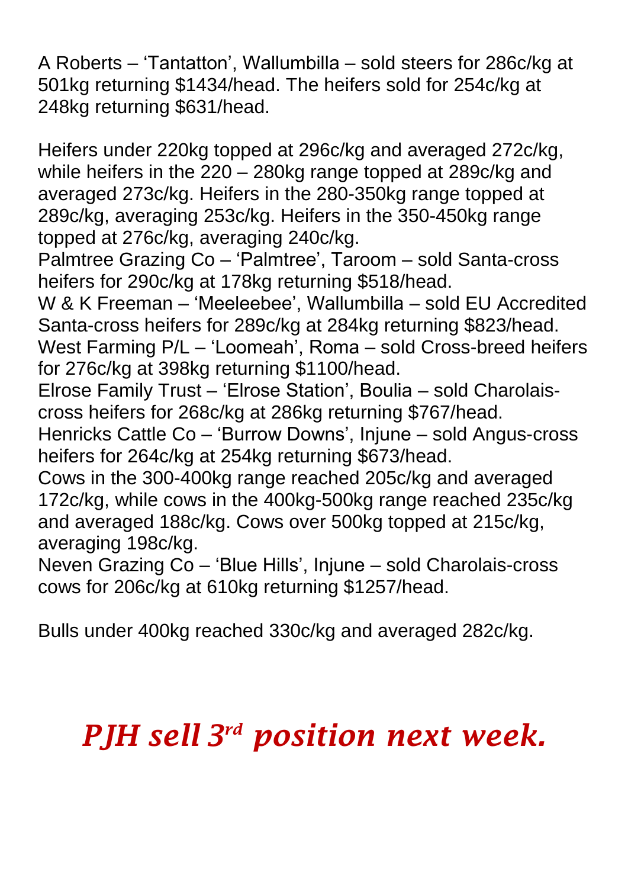A Roberts – 'Tantatton', Wallumbilla – sold steers for 286c/kg at 501kg returning $1434/head. The heifers sold for 254c/kg at 248kg returning $631/head.

Heifers under 220kg topped at 296c/kg and averaged 272c/kg, while heifers in the 220 – 280kg range topped at 289c/kg and averaged 273c/kg. Heifers in the 280-350kg range topped at 289c/kg, averaging 253c/kg. Heifers in the 350-450kg range topped at 276c/kg, averaging 240c/kg.

Palmtree Grazing Co – 'Palmtree', Taroom – sold Santa-cross heifers for 290c/kg at 178kg returning $518/head.

W & K Freeman – 'Meeleebee', Wallumbilla – sold EU Accredited Santa-cross heifers for 289c/kg at 284kg returning $823/head.

West Farming P/L – 'Loomeah', Roma – sold Cross-breed heifers for 276c/kg at 398kg returning $1100/head.

Elrose Family Trust – 'Elrose Station', Boulia – sold Charolais-cross heifers for 268c/kg at 286kg returning $767/head.

Henricks Cattle Co – 'Burrow Downs', Injune – sold Angus-cross heifers for 264c/kg at 254kg returning $673/head.

Cows in the 300-400kg range reached 205c/kg and averaged 172c/kg, while cows in the 400kg-500kg range reached 235c/kg and averaged 188c/kg. Cows over 500kg topped at 215c/kg, averaging 198c/kg.

Neven Grazing Co – 'Blue Hills', Injune – sold Charolais-cross cows for 206c/kg at 610kg returning $1257/head.

Bulls under 400kg reached 330c/kg and averaged 282c/kg.

***PJH sell 3rd position next week.***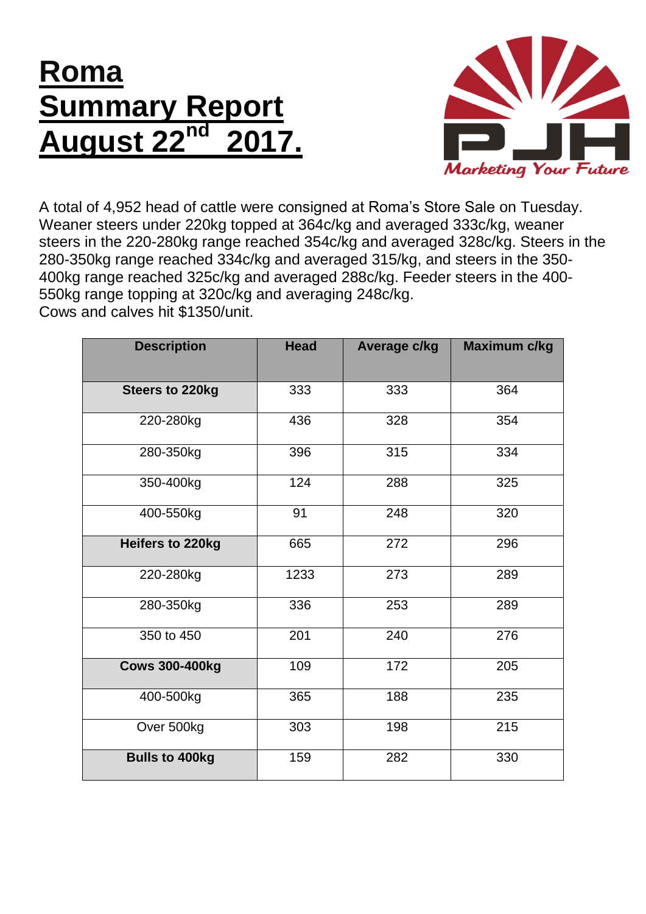# Roma Summary Report August 22nd 2017.

PJH

*Marketing Your Future*

A total of 4,952 head of cattle were consigned at Roma's Store Sale on Tuesday. Weaner steers under 220kg topped at 364c/kg and averaged 333c/kg, weaner steers in the 220-280kg range reached 354c/kg and averaged 328c/kg. Steers in the 280-350kg range reached 334c/kg and averaged 315/kg, and steers in the 350-400kg range reached 325c/kg and averaged 288c/kg. Feeder steers in the 400-550kg range topping at 320c/kg and averaging 248c/kg.
Cows and calves hit $1350/unit.

| Description | Head | Average c/kg | Maximum c/kg |
|---|---|---|---|
| **Steers to 220kg** | 333 | 333 | 364 |
| 220-280kg | 436 | 328 | 354 |
| 280-350kg | 396 | 315 | 334 |
| 350-400kg | 124 | 288 | 325 |
| 400-550kg | 91 | 248 | 320 |
| **Heifers to 220kg** | 665 | 272 | 296 |
| 220-280kg | 1233 | 273 | 289 |
| 280-350kg | 336 | 253 | 289 |
| 350 to 450 | 201 | 240 | 276 |
| **Cows 300-400kg** | 109 | 172 | 205 |
| 400-500kg | 365 | 188 | 235 |
| Over 500kg | 303 | 198 | 215 |
| **Bulls to 400kg** | 159 | 282 | 330 |